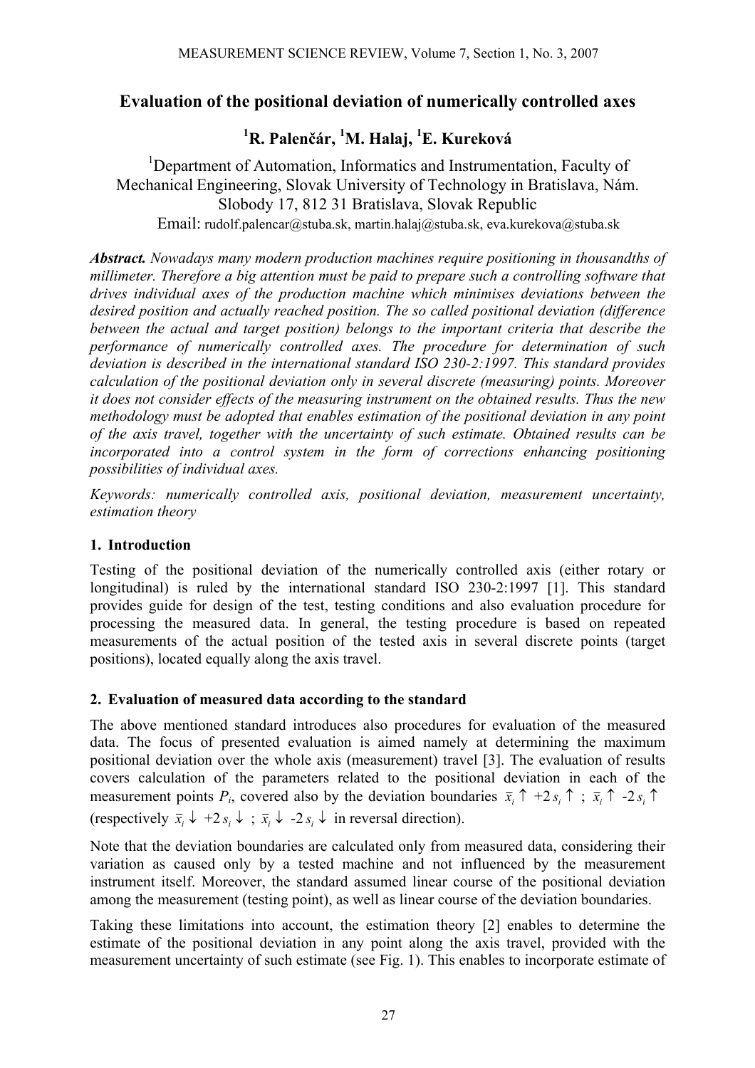# Evaluation of the positional deviation of numerically controlled axes

**[1]R. Palenčár, [1]M. Halaj, [1]E. Kureková**

[1]Department of Automation, Informatics and Instrumentation, Faculty of Mechanical Engineering, Slovak University of Technology in Bratislava, Nám. Slobody 17, 812 31 Bratislava, Slovak Republic

Email: rudolf.palencar@stuba.sk, martin.halaj@stuba.sk, eva.kurekova@stuba.sk

***Abstract.*** *Nowadays many modern production machines require positioning in thousandths of millimeter. Therefore a big attention must be paid to prepare such a controlling software that drives individual axes of the production machine which minimises deviations between the desired position and actually reached position. The so called positional deviation (difference between the actual and target position) belongs to the important criteria that describe the performance of numerically controlled axes. The procedure for determination of such deviation is described in the international standard ISO 230-2:1997. This standard provides calculation of the positional deviation only in several discrete (measuring) points. Moreover it does not consider effects of the measuring instrument on the obtained results. Thus the new methodology must be adopted that enables estimation of the positional deviation in any point of the axis travel, together with the uncertainty of such estimate. Obtained results can be incorporated into a control system in the form of corrections enhancing positioning possibilities of individual axes.*

*Keywords: numerically controlled axis, positional deviation, measurement uncertainty, estimation theory*

## 1. Introduction

Testing of the positional deviation of the numerically controlled axis (either rotary or longitudinal) is ruled by the international standard ISO 230-2:1997 [1]. This standard provides guide for design of the test, testing conditions and also evaluation procedure for processing the measured data. In general, the testing procedure is based on repeated measurements of the actual position of the tested axis in several discrete points (target positions), located equally along the axis travel.

## 2. Evaluation of measured data according to the standard

The above mentioned standard introduces also procedures for evaluation of the measured data. The focus of presented evaluation is aimed namely at determining the maximum positional deviation over the whole axis (measurement) travel [3]. The evaluation of results covers calculation of the parameters related to the positional deviation in each of the measurement points $P_i$, covered also by the deviation boundaries $\bar{x}_i\uparrow +2s_i\uparrow$ ; $\bar{x}_i\uparrow -2s_i\uparrow$ (respectively $\bar{x}_i\downarrow +2s_i\downarrow$ ; $\bar{x}_i\downarrow -2s_i\downarrow$ in reversal direction).

Note that the deviation boundaries are calculated only from measured data, considering their variation as caused only by a tested machine and not influenced by the measurement instrument itself. Moreover, the standard assumed linear course of the positional deviation among the measurement (testing point), as well as linear course of the deviation boundaries.

Taking these limitations into account, the estimation theory [2] enables to determine the estimate of the positional deviation in any point along the axis travel, provided with the measurement uncertainty of such estimate (see Fig. 1). This enables to incorporate estimate of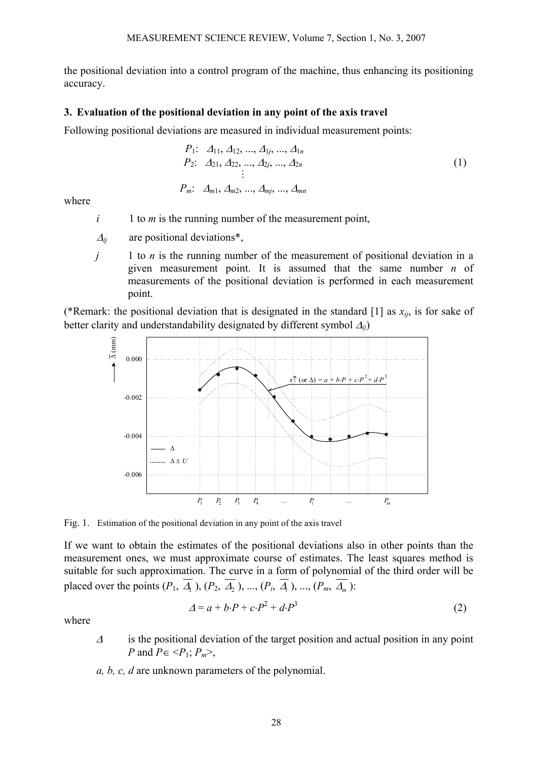the positional deviation into a control program of the machine, thus enhancing its positioning accuracy.

### 3. Evaluation of the positional deviation in any point of the axis travel

Following positional deviations are measured in individual measurement points:

$$
\begin{aligned}
P_1&: \; \Delta_{11}, \Delta_{12}, ..., \Delta_{1j}, ..., \Delta_{1n} \\
P_2&: \; \Delta_{21}, \Delta_{22}, ..., \Delta_{2j}, ..., \Delta_{2n} \\
&\quad \vdots \\
P_m&: \; \Delta_{m1}, \Delta_{m2}, ..., \Delta_{mj}, ..., \Delta_{mn}
\end{aligned}
\tag{1}
$$

where

- $i$ — 1 to $m$ is the running number of the measurement point,
- $\Delta_{ij}$ — are positional deviations*,
- $j$ — 1 to $n$ is the running number of the measurement of positional deviation in a given measurement point. It is assumed that the same number $n$ of measurements of the positional deviation is performed in each measurement point.

(*Remark: the positional deviation that is designated in the standard [1] as $x_{ij}$, is for sake of better clarity and understandability designated by different symbol $\Delta_{ij}$)

Fig. 1. Estimation of the positional deviation in any point of the axis travel

If we want to obtain the estimates of the positional deviations also in other points than the measurement ones, we must approximate course of estimates. The least squares method is suitable for such approximation. The curve in a form of polynomial of the third order will be placed over the points ($P_1$, $\overline{\Delta_1}$), ($P_2$, $\overline{\Delta_2}$), ..., ($P_i$, $\overline{\Delta_i}$), ..., ($P_m$, $\overline{\Delta_m}$):

$$
\Delta = a + b \cdot P + c \cdot P^2 + d \cdot P^3 \tag{2}
$$

where

- $\Delta$ — is the positional deviation of the target position and actual position in any point $P$ and $P \in \langle P_1; P_m \rangle$,
- $a, b, c, d$ are unknown parameters of the polynomial.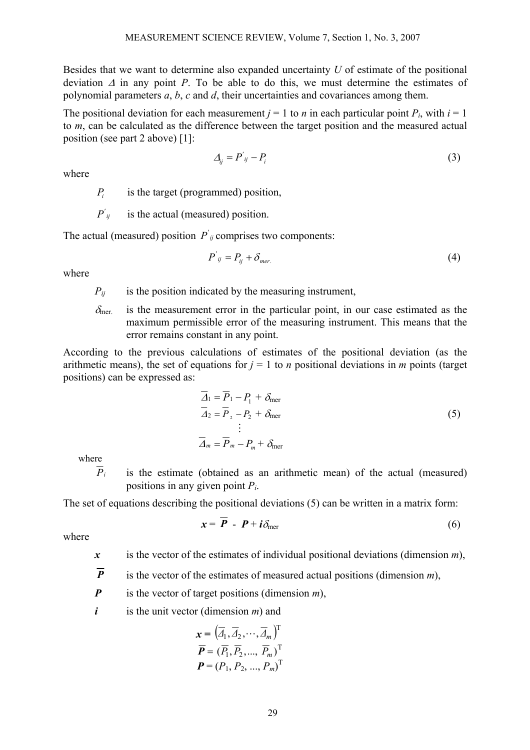Besides that we want to determine also expanded uncertainty $U$ of estimate of the positional deviation $\Delta$ in any point $P$. To be able to do this, we must determine the estimates of polynomial parameters $a$, $b$, $c$ and $d$, their uncertainties and covariances among them.

The positional deviation for each measurement $j$ = 1 to $n$ in each particular point $P_i$, with $i$ = 1 to $m$, can be calculated as the difference between the target position and the measured actual position (see part 2 above) [1]:

$$\Delta_{ij} = P'_{ij} - P_i \tag{3}$$

where

- $P_i$ is the target (programmed) position,
- $P'_{ij}$ is the actual (measured) position.

The actual (measured) position $P'_{ij}$ comprises two components:

$$P'_{ij} = P_{ij} + \delta_{mer.} \tag{4}$$

where

- $P_{ij}$ is the position indicated by the measuring instrument,
- $\delta_{\text{mer.}}$ is the measurement error in the particular point, in our case estimated as the maximum permissible error of the measuring instrument. This means that the error remains constant in any point.

According to the previous calculations of estimates of the positional deviation (as the arithmetic means), the set of equations for $j$ = 1 to $n$ positional deviations in $m$ points (target positions) can be expressed as:

$$\begin{aligned}
\overline{\Delta}_1 &= \overline{P}_1 - P_1 + \delta_{\text{mer}} \\
\overline{\Delta}_2 &= \overline{P}_2 - P_2 + \delta_{\text{mer}} \\
&\vdots \\
\overline{\Delta}_m &= \overline{P}_m - P_m + \delta_{\text{mer}}
\end{aligned} \tag{5}$$

where

- $\overline{P}_i$ is the estimate (obtained as an arithmetic mean) of the actual (measured) positions in any given point $P_i$.

The set of equations describing the positional deviations (5) can be written in a matrix form:

$$\boldsymbol{x} = \overline{\boldsymbol{P}} - \boldsymbol{P} + \boldsymbol{i}\delta_{\text{mer}} \tag{6}$$

where

- $\boldsymbol{x}$ is the vector of the estimates of individual positional deviations (dimension $m$),
- $\overline{\boldsymbol{P}}$ is the vector of the estimates of measured actual positions (dimension $m$),
- $\boldsymbol{P}$ is the vector of target positions (dimension $m$),
- $\boldsymbol{i}$ is the unit vector (dimension $m$) and

$$\boldsymbol{x} = \left(\overline{\Delta}_1, \overline{\Delta}_2, \cdots, \overline{\Delta}_m\right)^{\mathrm{T}}$$

$$\overline{\boldsymbol{P}} = (\overline{P}_1, \overline{P}_2, ..., \overline{P}_m)^{\mathrm{T}}$$

$$\boldsymbol{P} = (P_1, P_2, ..., P_m)^{\mathrm{T}}$$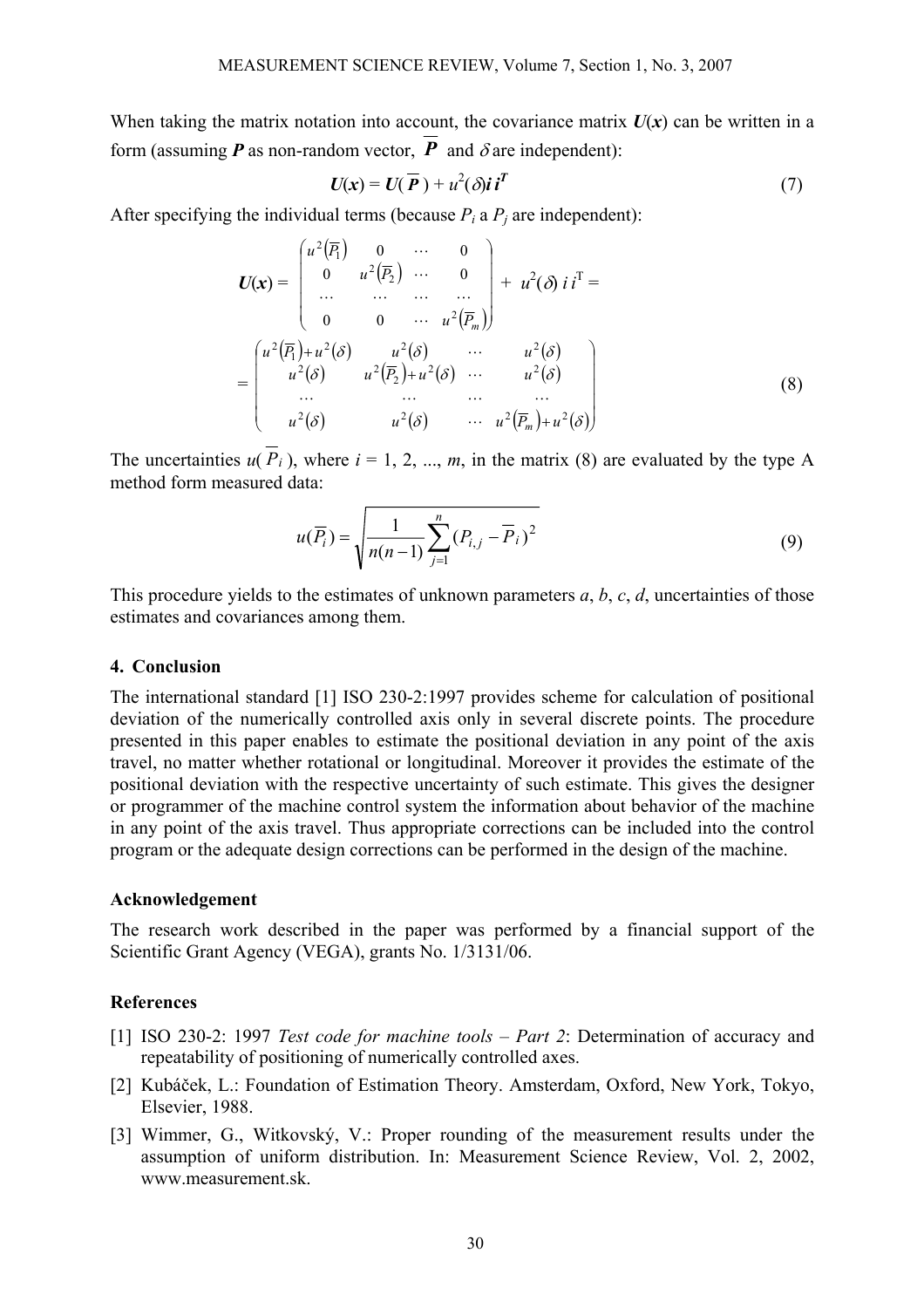When taking the matrix notation into account, the covariance matrix $\boldsymbol{U}(\boldsymbol{x})$ can be written in a form (assuming $\boldsymbol{P}$ as non-random vector, $\overline{\boldsymbol{P}}$ and $\delta$ are independent):

$$\boldsymbol{U}(\boldsymbol{x}) = \boldsymbol{U}(\overline{\boldsymbol{P}}) + u^2(\delta)\boldsymbol{i}\,\boldsymbol{i}^T \tag{7}$$

After specifying the individual terms (because $P_i$ a $P_j$ are independent):

$$\boldsymbol{U}(\boldsymbol{x}) = \begin{pmatrix} u^2\left(\overline{P}_1\right) & 0 & \cdots & 0 \\ 0 & u^2\left(\overline{P}_2\right) & \cdots & 0 \\ \cdots & \cdots & \cdots & \cdots \\ 0 & 0 & \cdots & u^2\left(\overline{P}_m\right) \end{pmatrix} + u^2(\delta)\; i\; i^{\mathrm{T}} =$$

$$= \begin{pmatrix} u^2\left(\overline{P}_1\right) + u^2(\delta) & u^2(\delta) & \cdots & u^2(\delta) \\ u^2(\delta) & u^2\left(\overline{P}_2\right) + u^2(\delta) & \cdots & u^2(\delta) \\ \cdots & \cdots & \cdots & \cdots \\ u^2(\delta) & u^2(\delta) & \cdots & u^2\left(\overline{P}_m\right) + u^2(\delta) \end{pmatrix} \tag{8}$$

The uncertainties $u(\overline{P}_i)$, where $i = 1, 2, ..., m$, in the matrix (8) are evaluated by the type A method form measured data:

$$u(\overline{P}_i) = \sqrt{\frac{1}{n(n-1)}\sum_{j=1}^{n}(P_{i,j} - \overline{P}_i)^2} \tag{9}$$

This procedure yields to the estimates of unknown parameters $a$, $b$, $c$, $d$, uncertainties of those estimates and covariances among them.

## 4. Conclusion

The international standard [1] ISO 230-2:1997 provides scheme for calculation of positional deviation of the numerically controlled axis only in several discrete points. The procedure presented in this paper enables to estimate the positional deviation in any point of the axis travel, no matter whether rotational or longitudinal. Moreover it provides the estimate of the positional deviation with the respective uncertainty of such estimate. This gives the designer or programmer of the machine control system the information about behavior of the machine in any point of the axis travel. Thus appropriate corrections can be included into the control program or the adequate design corrections can be performed in the design of the machine.

### Acknowledgement

The research work described in the paper was performed by a financial support of the Scientific Grant Agency (VEGA), grants No. 1/3131/06.

### References

[1] ISO 230-2: 1997 *Test code for machine tools – Part 2*: Determination of accuracy and repeatability of positioning of numerically controlled axes.

[2] Kubáček, L.: Foundation of Estimation Theory. Amsterdam, Oxford, New York, Tokyo, Elsevier, 1988.

[3] Wimmer, G., Witkovský, V.: Proper rounding of the measurement results under the assumption of uniform distribution. In: Measurement Science Review, Vol. 2, 2002, www.measurement.sk.